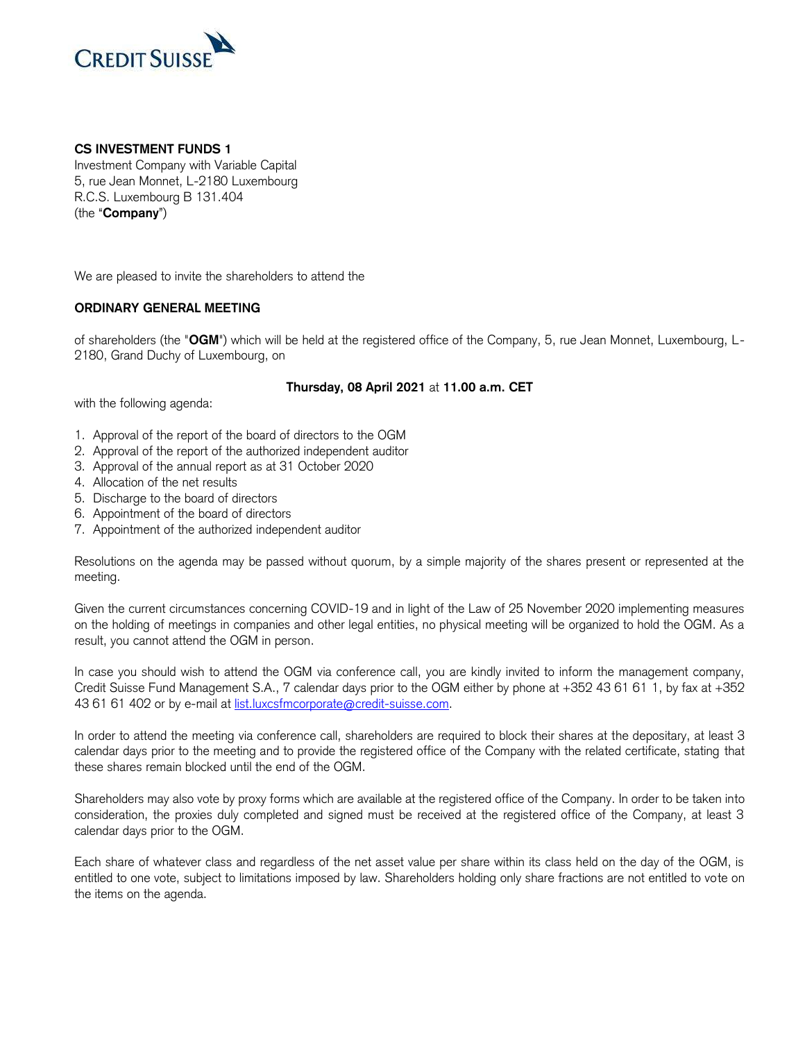CREDIT SUISSE

**CS INVESTMENT FUNDS 1**
Investment Company with Variable Capital
5, rue Jean Monnet, L-2180 Luxembourg
R.C.S. Luxembourg B 131.404
(the "**Company**")

We are pleased to invite the shareholders to attend the

**ORDINARY GENERAL MEETING**

of shareholders (the "**OGM**") which will be held at the registered office of the Company, 5, rue Jean Monnet, Luxembourg, L-2180, Grand Duchy of Luxembourg, on

**Thursday, 08 April 2021** at **11.00 a.m. CET**

with the following agenda:

1. Approval of the report of the board of directors to the OGM
2. Approval of the report of the authorized independent auditor
3. Approval of the annual report as at 31 October 2020
4. Allocation of the net results
5. Discharge to the board of directors
6. Appointment of the board of directors
7. Appointment of the authorized independent auditor

Resolutions on the agenda may be passed without quorum, by a simple majority of the shares present or represented at the meeting.

Given the current circumstances concerning COVID-19 and in light of the Law of 25 November 2020 implementing measures on the holding of meetings in companies and other legal entities, no physical meeting will be organized to hold the OGM. As a result, you cannot attend the OGM in person.

In case you should wish to attend the OGM via conference call, you are kindly invited to inform the management company, Credit Suisse Fund Management S.A., 7 calendar days prior to the OGM either by phone at +352 43 61 61 1, by fax at +352 43 61 61 402 or by e-mail at list.luxcsfmcorporate@credit-suisse.com.

In order to attend the meeting via conference call, shareholders are required to block their shares at the depositary, at least 3 calendar days prior to the meeting and to provide the registered office of the Company with the related certificate, stating that these shares remain blocked until the end of the OGM.

Shareholders may also vote by proxy forms which are available at the registered office of the Company. In order to be taken into consideration, the proxies duly completed and signed must be received at the registered office of the Company, at least 3 calendar days prior to the OGM.

Each share of whatever class and regardless of the net asset value per share within its class held on the day of the OGM, is entitled to one vote, subject to limitations imposed by law. Shareholders holding only share fractions are not entitled to vote on the items on the agenda.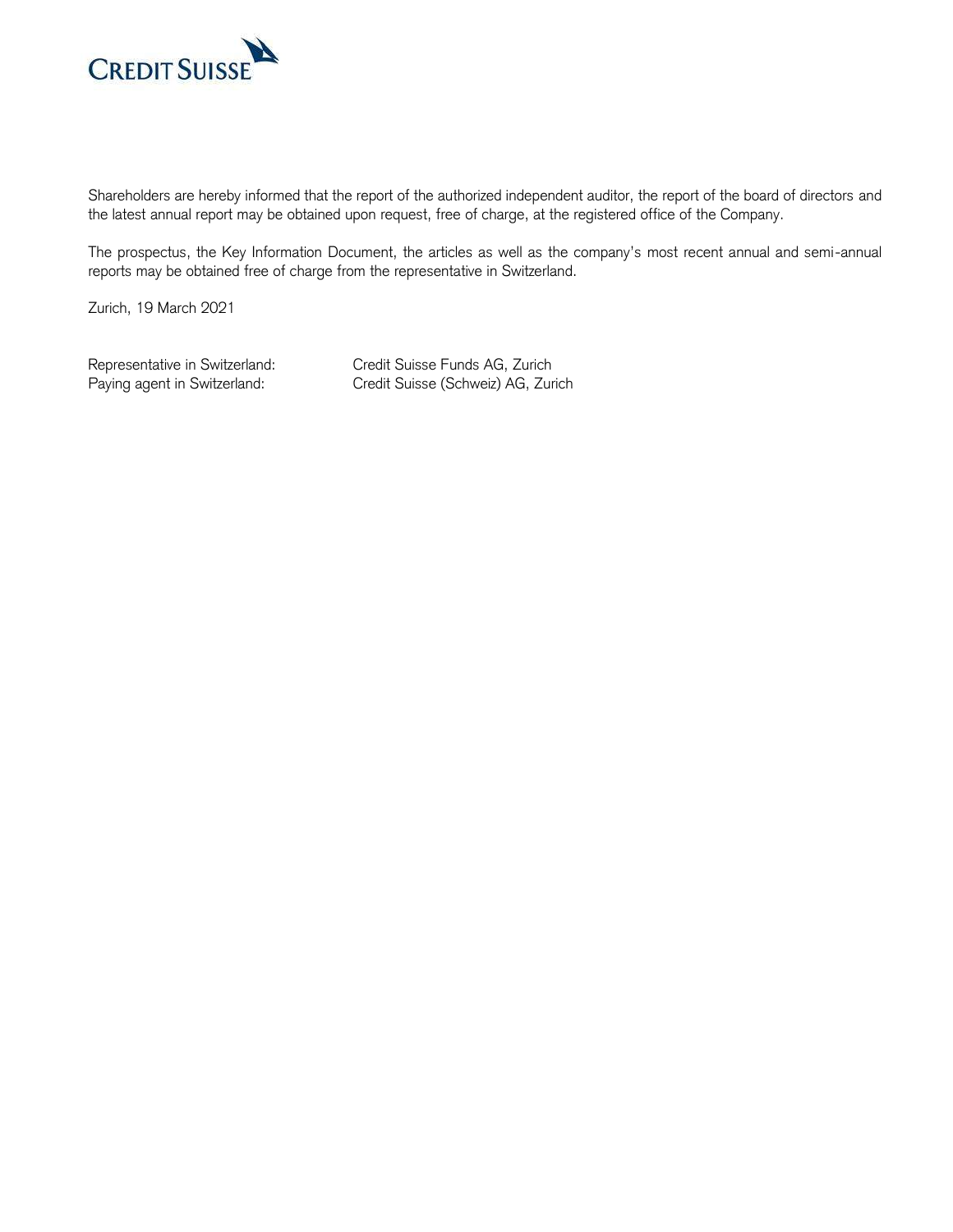Shareholders are hereby informed that the report of the authorized independent auditor, the report of the board of directors and the latest annual report may be obtained upon request, free of charge, at the registered office of the Company.

The prospectus, the Key Information Document, the articles as well as the company's most recent annual and semi-annual reports may be obtained free of charge from the representative in Switzerland.

Zurich, 19 March 2021

| | |
|---|---|
| Representative in Switzerland: | Credit Suisse Funds AG, Zurich |
| Paying agent in Switzerland: | Credit Suisse (Schweiz) AG, Zurich |